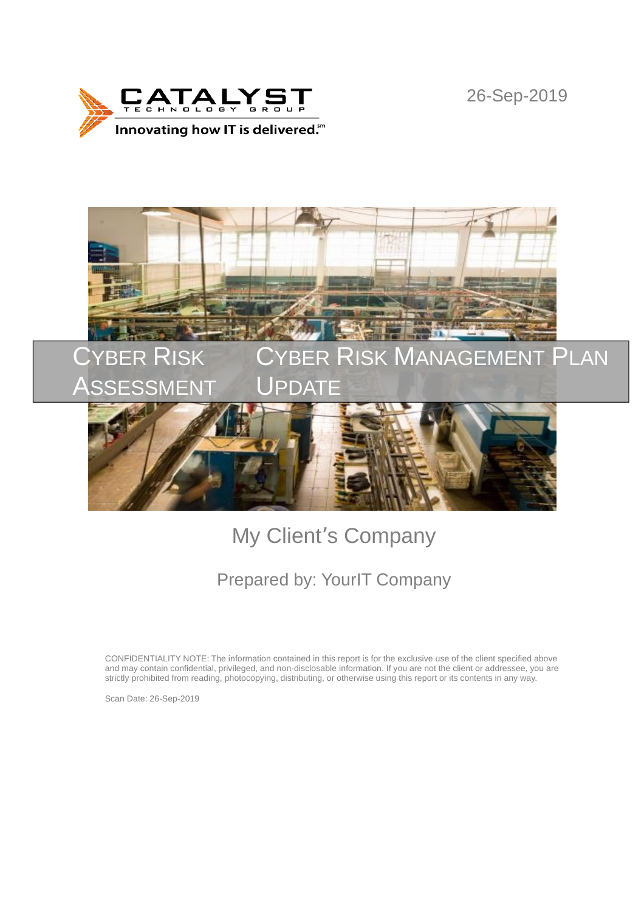CATALYST TECHNOLOGY GROUP

Innovating how IT is delivered.℠

26-Sep-2019

# Cyber Risk Assessment

# Cyber Risk Management Plan Update

## My Client's Company

Prepared by: YourIT Company

CONFIDENTIALITY NOTE: The information contained in this report is for the exclusive use of the client specified above and may contain confidential, privileged, and non-disclosable information. If you are not the client or addressee, you are strictly prohibited from reading, photocopying, distributing, or otherwise using this report or its contents in any way.

Scan Date: 26-Sep-2019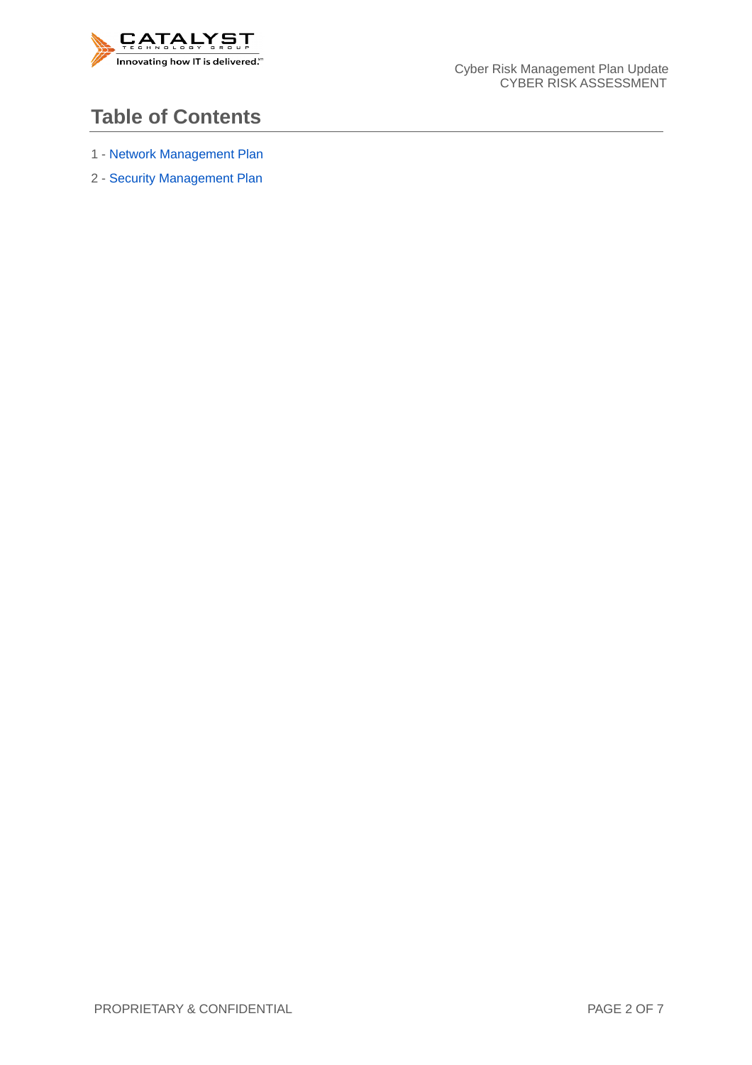# Table of Contents

1 - Network Management Plan

2 - Security Management Plan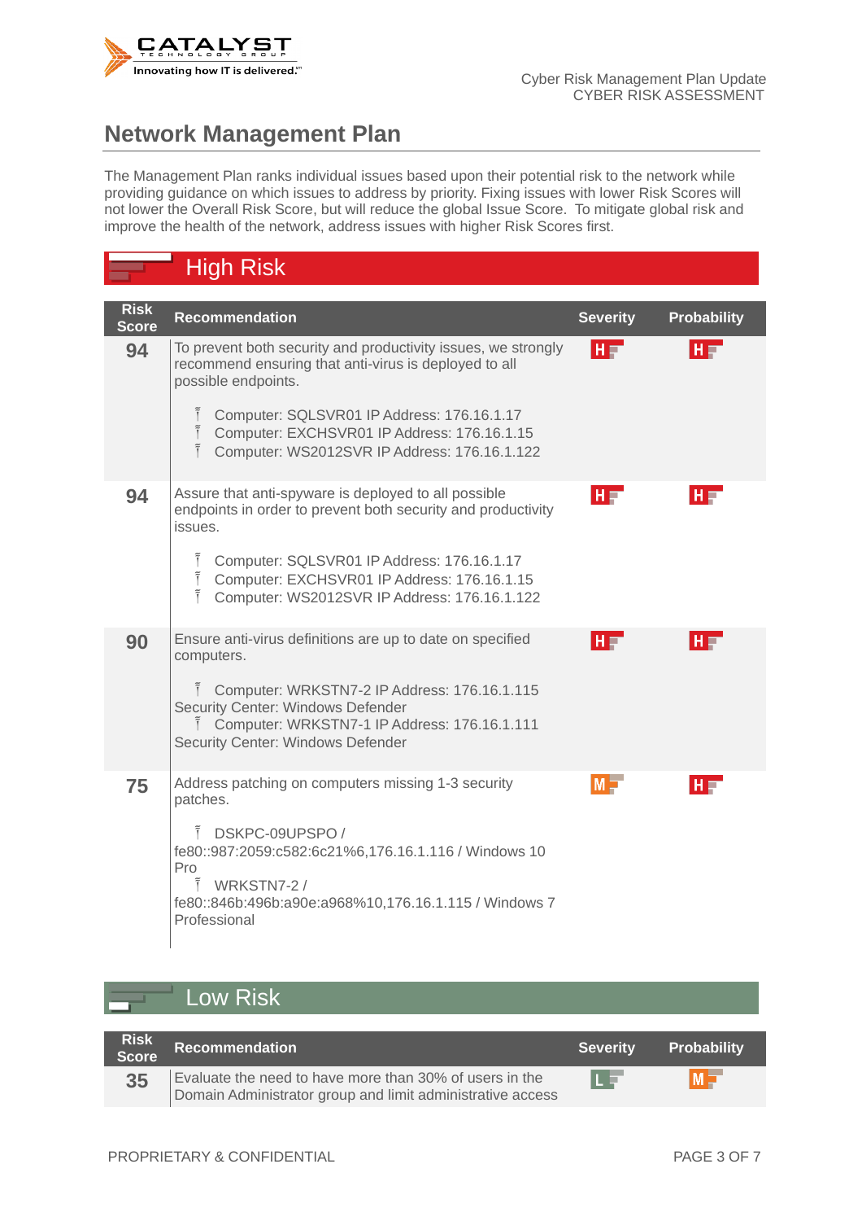## Network Management Plan

The Management Plan ranks individual issues based upon their potential risk to the network while providing guidance on which issues to address by priority. Fixing issues with lower Risk Scores will not lower the Overall Risk Score, but will reduce the global Issue Score. To mitigate global risk and improve the health of the network, address issues with higher Risk Scores first.

### High Risk

| Risk Score | Recommendation | Severity | Probability |
| --- | --- | --- | --- |
| 94 | To prevent both security and productivity issues, we strongly recommend ensuring that anti-virus is deployed to all possible endpoints.<br>• Computer: SQLSVR01 IP Address: 176.16.1.17<br>• Computer: EXCHSVR01 IP Address: 176.16.1.15<br>• Computer: WS2012SVR IP Address: 176.16.1.122 | H | H |
| 94 | Assure that anti-spyware is deployed to all possible endpoints in order to prevent both security and productivity issues.<br>• Computer: SQLSVR01 IP Address: 176.16.1.17<br>• Computer: EXCHSVR01 IP Address: 176.16.1.15<br>• Computer: WS2012SVR IP Address: 176.16.1.122 | H | H |
| 90 | Ensure anti-virus definitions are up to date on specified computers.<br>• Computer: WRKSTN7-2 IP Address: 176.16.1.115 Security Center: Windows Defender<br>• Computer: WRKSTN7-1 IP Address: 176.16.1.111 Security Center: Windows Defender | H | H |
| 75 | Address patching on computers missing 1-3 security patches.<br>• DSKPC-09UPSPO / fe80::987:2059:c582:6c21%6,176.16.1.116 / Windows 10 Pro<br>• WRKSTN7-2 / fe80::846b:496b:a90e:a968%10,176.16.1.115 / Windows 7 Professional | M | H |

### Low Risk

| Risk Score | Recommendation | Severity | Probability |
| --- | --- | --- | --- |
| 35 | Evaluate the need to have more than 30% of users in the Domain Administrator group and limit administrative access | L | M |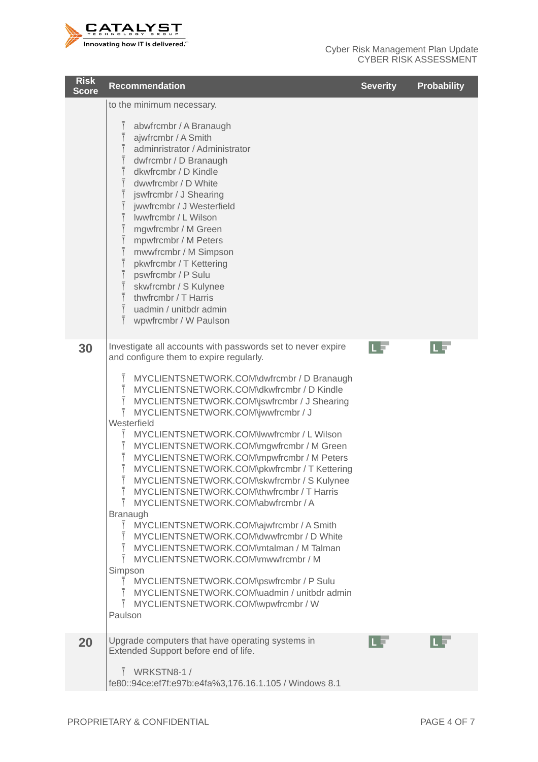| Risk Score | Recommendation | Severity | Probability |
|---|---|---|---|
| | to the minimum necessary.<br><br>- abwfrcmbr / A Branaugh<br>- ajwfrcmbr / A Smith<br>- adminristrator / Administrator<br>- dwfrcmbr / D Branaugh<br>- dkwfrcmbr / D Kindle<br>- dwwfrcmbr / D White<br>- jswfrcmbr / J Shearing<br>- jwwfrcmbr / J Westerfield<br>- lwwfrcmbr / L Wilson<br>- mgwfrcmbr / M Green<br>- mpwfrcmbr / M Peters<br>- mwwfrcmbr / M Simpson<br>- pkwfrcmbr / T Kettering<br>- pswfrcmbr / P Sulu<br>- skwfrcmbr / S Kulynee<br>- thwfrcmbr / T Harris<br>- uadmin / unitbdr admin<br>- wpwfrcmbr / W Paulson | | |
| 30 | Investigate all accounts with passwords set to never expire and configure them to expire regularly.<br><br>- MYCLIENTSNETWORK.COM\dwfrcmbr / D Branaugh<br>- MYCLIENTSNETWORK.COM\dkwfrcmbr / D Kindle<br>- MYCLIENTSNETWORK.COM\jswfrcmbr / J Shearing<br>- MYCLIENTSNETWORK.COM\jwwfrcmbr / J Westerfield<br>- MYCLIENTSNETWORK.COM\lwwfrcmbr / L Wilson<br>- MYCLIENTSNETWORK.COM\mgwfrcmbr / M Green<br>- MYCLIENTSNETWORK.COM\mpwfrcmbr / M Peters<br>- MYCLIENTSNETWORK.COM\pkwfrcmbr / T Kettering<br>- MYCLIENTSNETWORK.COM\skwfrcmbr / S Kulynee<br>- MYCLIENTSNETWORK.COM\thwfrcmbr / T Harris<br>- MYCLIENTSNETWORK.COM\abwfrcmbr / A Branaugh<br>- MYCLIENTSNETWORK.COM\ajwfrcmbr / A Smith<br>- MYCLIENTSNETWORK.COM\dwwfrcmbr / D White<br>- MYCLIENTSNETWORK.COM\mtalman / M Talman<br>- MYCLIENTSNETWORK.COM\mwwfrcmbr / M Simpson<br>- MYCLIENTSNETWORK.COM\pswfrcmbr / P Sulu<br>- MYCLIENTSNETWORK.COM\uadmin / unitbdr admin<br>- MYCLIENTSNETWORK.COM\wpwfrcmbr / W Paulson | L | L |
| 20 | Upgrade computers that have operating systems in Extended Support before end of life.<br><br>- WRKSTN8-1 / fe80::94ce:ef7f:e97b:e4fa%3,176.16.1.105 / Windows 8.1 | L | L |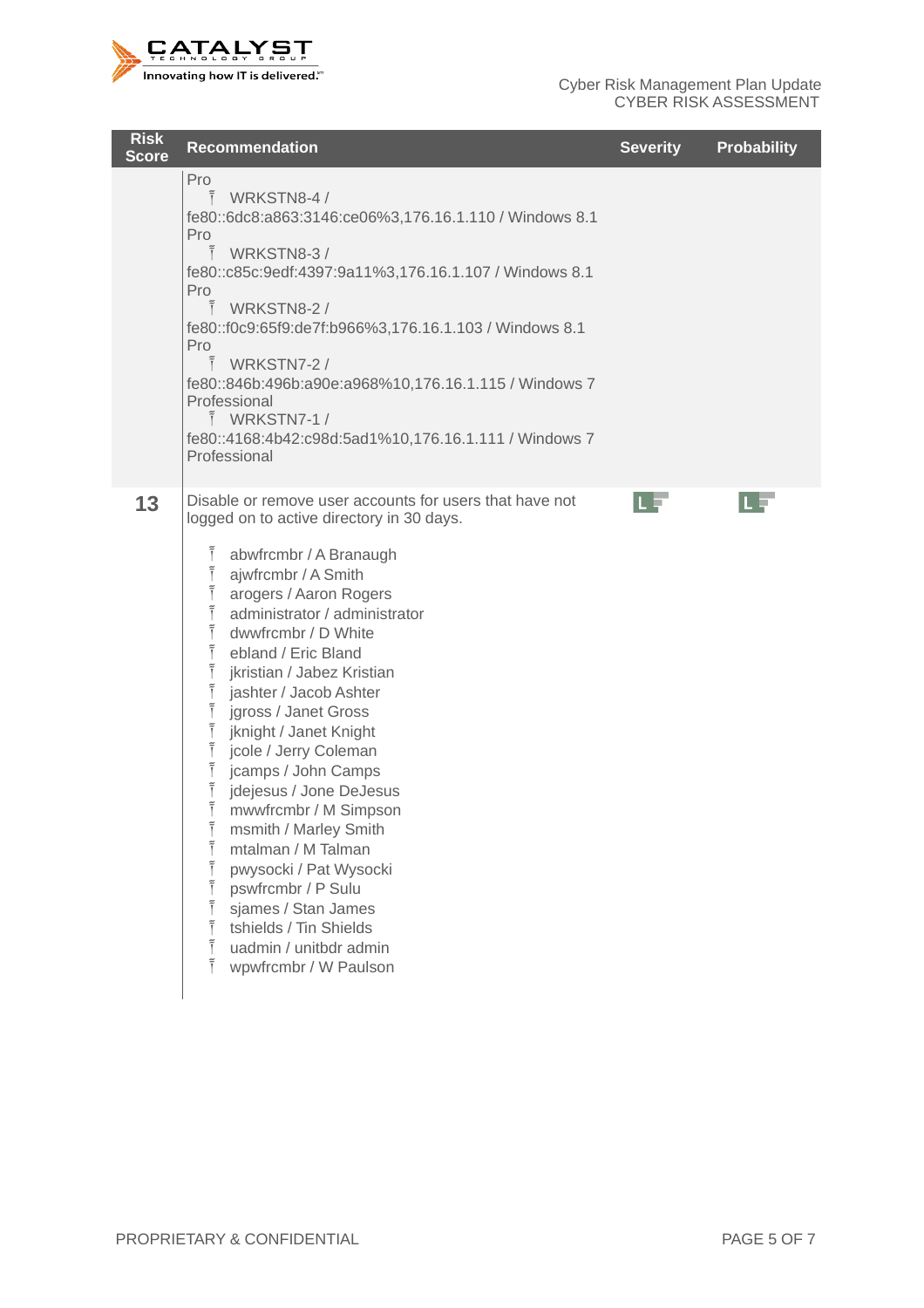| Risk Score | Recommendation | Severity | Probability |
|---|---|---|---|
| | Pro<br>- WRKSTN8-4 / fe80::6dc8:a863:3146:ce06%3,176.16.1.110 / Windows 8.1 Pro<br>- WRKSTN8-3 / fe80::c85c:9edf:4397:9a11%3,176.16.1.107 / Windows 8.1 Pro<br>- WRKSTN8-2 / fe80::f0c9:65f9:de7f:b966%3,176.16.1.103 / Windows 8.1 Pro<br>- WRKSTN7-2 / fe80::846b:496b:a90e:a968%10,176.16.1.115 / Windows 7 Professional<br>- WRKSTN7-1 / fe80::4168:4b42:c98d:5ad1%10,176.16.1.111 / Windows 7 Professional | | |
| **13** | Disable or remove user accounts for users that have not logged on to active directory in 30 days.<br><br>- abwfrcmbr / A Branaugh<br>- ajwfrcmbr / A Smith<br>- arogers / Aaron Rogers<br>- administrator / administrator<br>- dwwfrcmbr / D White<br>- ebland / Eric Bland<br>- jkristian / Jabez Kristian<br>- jashter / Jacob Ashter<br>- jgross / Janet Gross<br>- jknight / Janet Knight<br>- jcole / Jerry Coleman<br>- jcamps / John Camps<br>- jdejesus / Jone DeJesus<br>- mwwfrcmbr / M Simpson<br>- msmith / Marley Smith<br>- mtalman / M Talman<br>- pwysocki / Pat Wysocki<br>- pswfrcmbr / P Sulu<br>- sjames / Stan James<br>- tshields / Tin Shields<br>- uadmin / unitbdr admin<br>- wpwfrcmbr / W Paulson | L | L |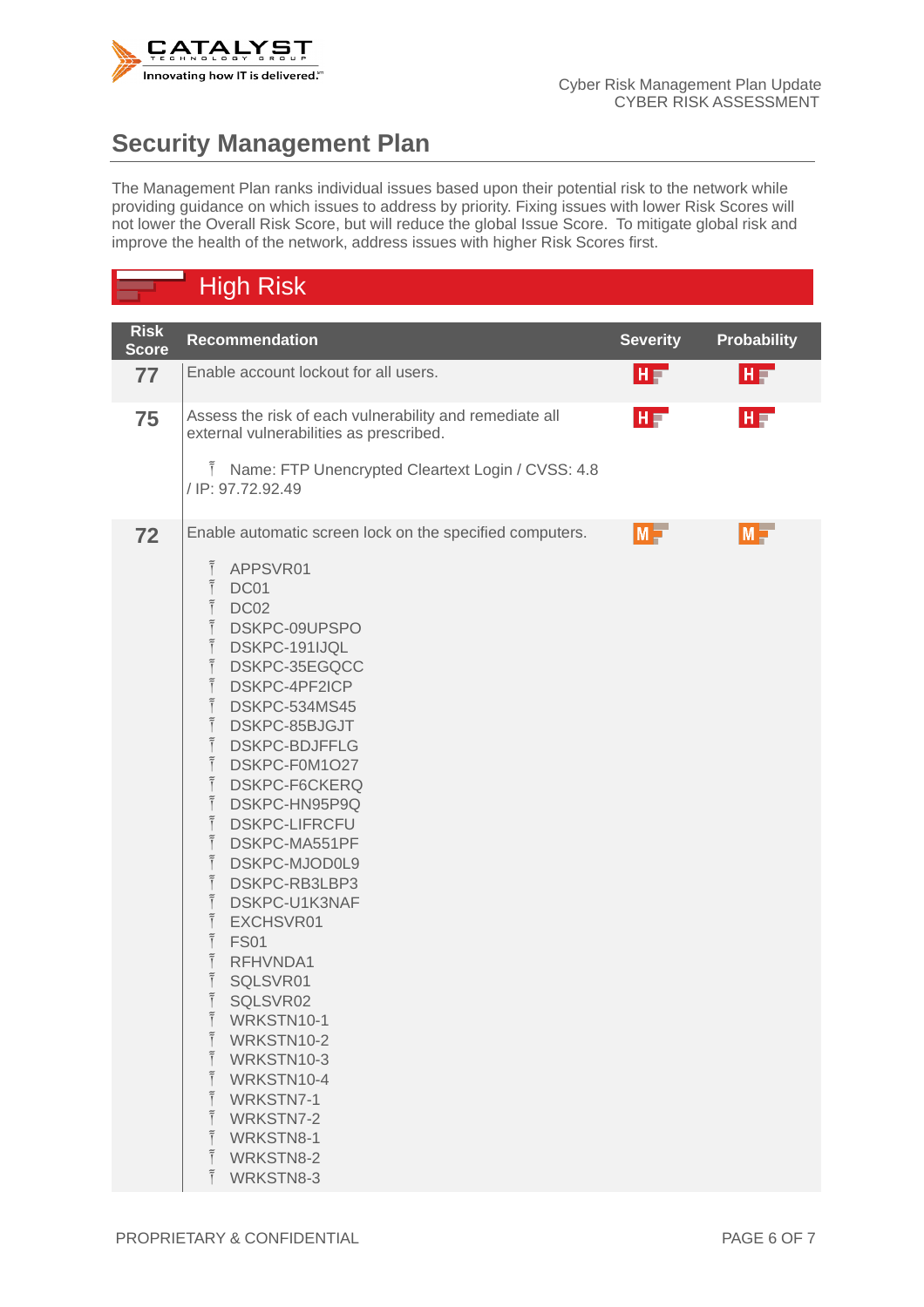# Security Management Plan

The Management Plan ranks individual issues based upon their potential risk to the network while providing guidance on which issues to address by priority. Fixing issues with lower Risk Scores will not lower the Overall Risk Score, but will reduce the global Issue Score. To mitigate global risk and improve the health of the network, address issues with higher Risk Scores first.

## High Risk

| Risk Score | Recommendation | Severity | Probability |
|---|---|---|---|
| 77 | Enable account lockout for all users. | H | H |
| 75 | Assess the risk of each vulnerability and remediate all external vulnerabilities as prescribed.<br><br>- Name: FTP Unencrypted Cleartext Login / CVSS: 4.8 / IP: 97.72.92.49 | H | H |
| 72 | Enable automatic screen lock on the specified computers.<br><br>- APPSVR01<br>- DC01<br>- DC02<br>- DSKPC-09UPSPO<br>- DSKPC-191IJQL<br>- DSKPC-35EGQCC<br>- DSKPC-4PF2ICP<br>- DSKPC-534MS45<br>- DSKPC-85BJGJT<br>- DSKPC-BDJFFLG<br>- DSKPC-F0M1O27<br>- DSKPC-F6CKERQ<br>- DSKPC-HN95P9Q<br>- DSKPC-LIFRCFU<br>- DSKPC-MA551PF<br>- DSKPC-MJOD0L9<br>- DSKPC-RB3LBP3<br>- DSKPC-U1K3NAF<br>- EXCHSVR01<br>- FS01<br>- RFHVNDA1<br>- SQLSVR01<br>- SQLSVR02<br>- WRKSTN10-1<br>- WRKSTN10-2<br>- WRKSTN10-3<br>- WRKSTN10-4<br>- WRKSTN7-1<br>- WRKSTN7-2<br>- WRKSTN8-1<br>- WRKSTN8-2<br>- WRKSTN8-3 | M | M |

PROPRIETARY & CONFIDENTIAL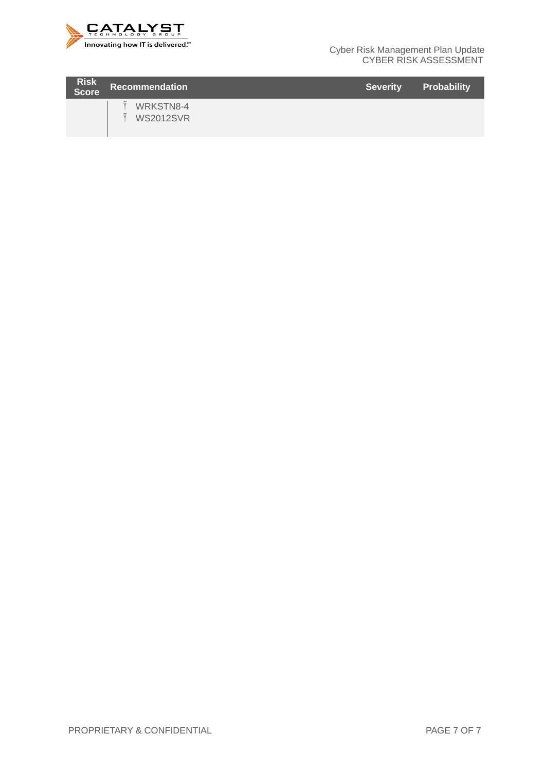| Risk Score | Recommendation | Severity | Probability |
|---|---|---|---|
| | - WRKSTN8-4<br>- WS2012SVR | | |